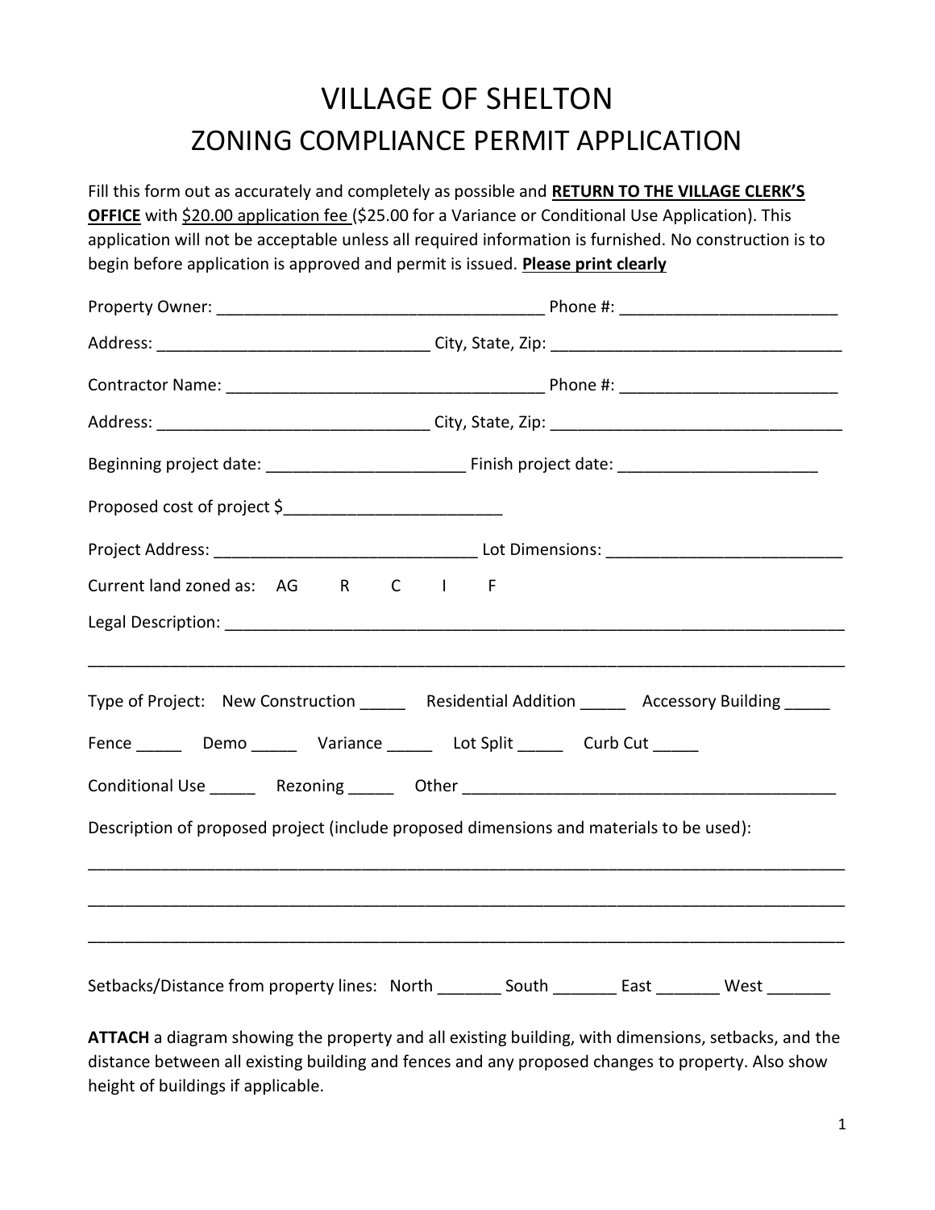# VILLAGE OF SHELTON

## ZONING COMPLIANCE PERMIT APPLICATION

Fill this form out as accurately and completely as possible and **RETURN TO THE VILLAGE CLERK'S OFFICE** with $20.00 application fee ($25.00 for a Variance or Conditional Use Application). This application will not be acceptable unless all required information is furnished. No construction is to begin before application is approved and permit is issued. **Please print clearly**

Property Owner: ____________________________________ Phone #: ________________________

Address: ______________________________ City, State, Zip: ________________________________

Contractor Name: ___________________________________ Phone #: ________________________

Address: ______________________________ City, State, Zip: ________________________________

Beginning project date: ______________________ Finish project date: ______________________

Proposed cost of project $________________________

Project Address: _____________________________ Lot Dimensions: __________________________

Current land zoned as: AG R C I F

Legal Description: ______________________________________________________________________

_______________________________________________________________________________________

Type of Project: New Construction _____ Residential Addition _____ Accessory Building _____

Fence _____ Demo _____ Variance _____ Lot Split _____ Curb Cut _____

Conditional Use _____ Rezoning _____ Other __________________________________________

Description of proposed project (include proposed dimensions and materials to be used):

_______________________________________________________________________________________

_______________________________________________________________________________________

_______________________________________________________________________________________

Setbacks/Distance from property lines: North _______ South _______ East _______ West _______

**ATTACH** a diagram showing the property and all existing building, with dimensions, setbacks, and the distance between all existing building and fences and any proposed changes to property. Also show height of buildings if applicable.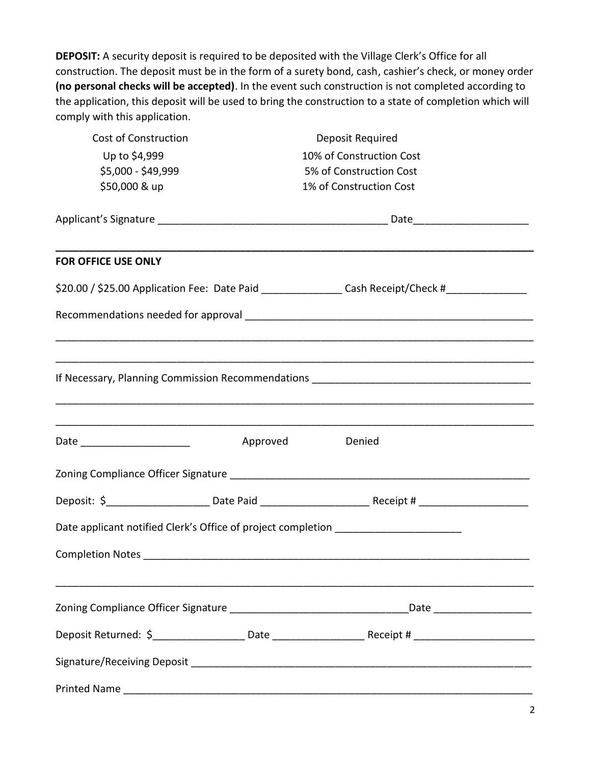**DEPOSIT:** A security deposit is required to be deposited with the Village Clerk's Office for all construction. The deposit must be in the form of a surety bond, cash, cashier's check, or money order **(no personal checks will be accepted)**. In the event such construction is not completed according to the application, this deposit will be used to bring the construction to a state of completion which will comply with this application.

| Cost of Construction | Deposit Required |
|---|---|
| Up to $4,999 | 10% of Construction Cost |
| $5,000 - $49,999 | 5% of Construction Cost |
| $50,000 & up | 1% of Construction Cost |

Applicant's Signature _______________________________________ Date___________________

---

**FOR OFFICE USE ONLY**

$20.00 / $25.00 Application Fee: Date Paid ______________ Cash Receipt/Check #______________

Recommendations needed for approval ___________________________________________________

_____________________________________________________________________________________

_____________________________________________________________________________________

If Necessary, Planning Commission Recommendations _____________________________________

_____________________________________________________________________________________

_____________________________________________________________________________________

Date ___________________ Approved Denied

Zoning Compliance Officer Signature ____________________________________________________

Deposit: $__________________ Date Paid ___________________ Receipt # ___________________

Date applicant notified Clerk's Office of project completion _____________________

Completion Notes ___________________________________________________________________

_____________________________________________________________________________________

Zoning Compliance Officer Signature _______________________________Date _________________

Deposit Returned: $________________ Date ________________ Receipt # _____________________

Signature/Receiving Deposit ___________________________________________________________

Printed Name _______________________________________________________________________